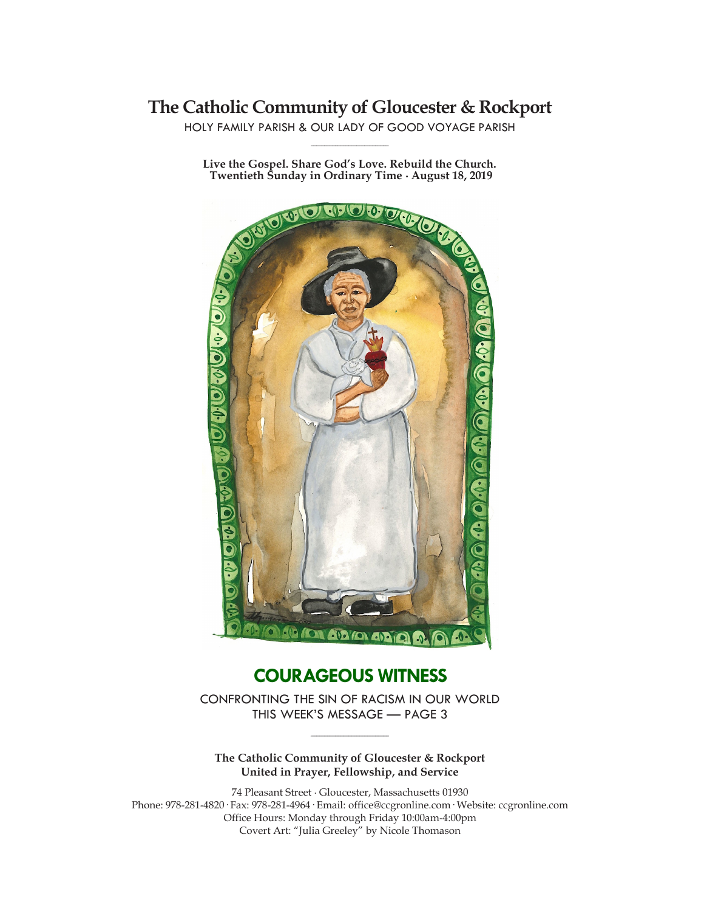# The Catholic Community of Gloucester & Rockport

HOLY FAMILY PARISH & OUR LADY OF GOOD VOYAGE PARISH

**Live the Gospel. Share God's Love. Rebuild the Church.**
**Twentieth Sunday in Ordinary Time · August 18, 2019**

## COURAGEOUS WITNESS

CONFRONTING THE SIN OF RACISM IN OUR WORLD
THIS WEEK'S MESSAGE — PAGE 3

**The Catholic Community of Gloucester & Rockport**
**United in Prayer, Fellowship, and Service**

74 Pleasant Street · Gloucester, Massachusetts 01930
Phone: 978-281-4820 · Fax: 978-281-4964 · Email: office@ccgronline.com · Website: ccgronline.com
Office Hours: Monday through Friday 10:00am-4:00pm
Covert Art: "Julia Greeley" by Nicole Thomason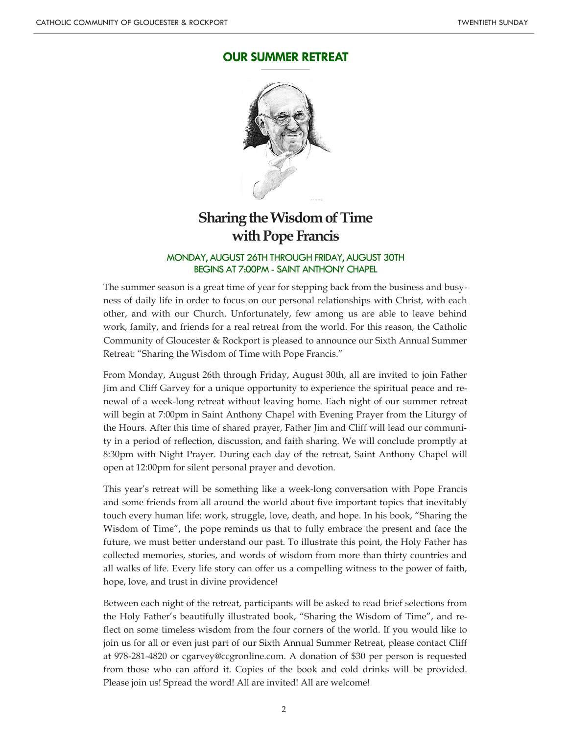## OUR SUMMER RETREAT

# Sharing the Wisdom of Time with Pope Francis

### MONDAY, AUGUST 26TH THROUGH FRIDAY, AUGUST 30TH
### BEGINS AT 7:00PM - SAINT ANTHONY CHAPEL

The summer season is a great time of year for stepping back from the business and busyness of daily life in order to focus on our personal relationships with Christ, with each other, and with our Church. Unfortunately, few among us are able to leave behind work, family, and friends for a real retreat from the world. For this reason, the Catholic Community of Gloucester & Rockport is pleased to announce our Sixth Annual Summer Retreat: "Sharing the Wisdom of Time with Pope Francis."

From Monday, August 26th through Friday, August 30th, all are invited to join Father Jim and Cliff Garvey for a unique opportunity to experience the spiritual peace and renewal of a week-long retreat without leaving home. Each night of our summer retreat will begin at 7:00pm in Saint Anthony Chapel with Evening Prayer from the Liturgy of the Hours. After this time of shared prayer, Father Jim and Cliff will lead our community in a period of reflection, discussion, and faith sharing. We will conclude promptly at 8:30pm with Night Prayer. During each day of the retreat, Saint Anthony Chapel will open at 12:00pm for silent personal prayer and devotion.

This year's retreat will be something like a week-long conversation with Pope Francis and some friends from all around the world about five important topics that inevitably touch every human life: work, struggle, love, death, and hope. In his book, "Sharing the Wisdom of Time", the pope reminds us that to fully embrace the present and face the future, we must better understand our past. To illustrate this point, the Holy Father has collected memories, stories, and words of wisdom from more than thirty countries and all walks of life. Every life story can offer us a compelling witness to the power of faith, hope, love, and trust in divine providence!

Between each night of the retreat, participants will be asked to read brief selections from the Holy Father's beautifully illustrated book, "Sharing the Wisdom of Time", and reflect on some timeless wisdom from the four corners of the world. If you would like to join us for all or even just part of our Sixth Annual Summer Retreat, please contact Cliff at 978-281-4820 or cgarvey@ccgronline.com. A donation of $30 per person is requested from those who can afford it. Copies of the book and cold drinks will be provided. Please join us! Spread the word! All are invited! All are welcome!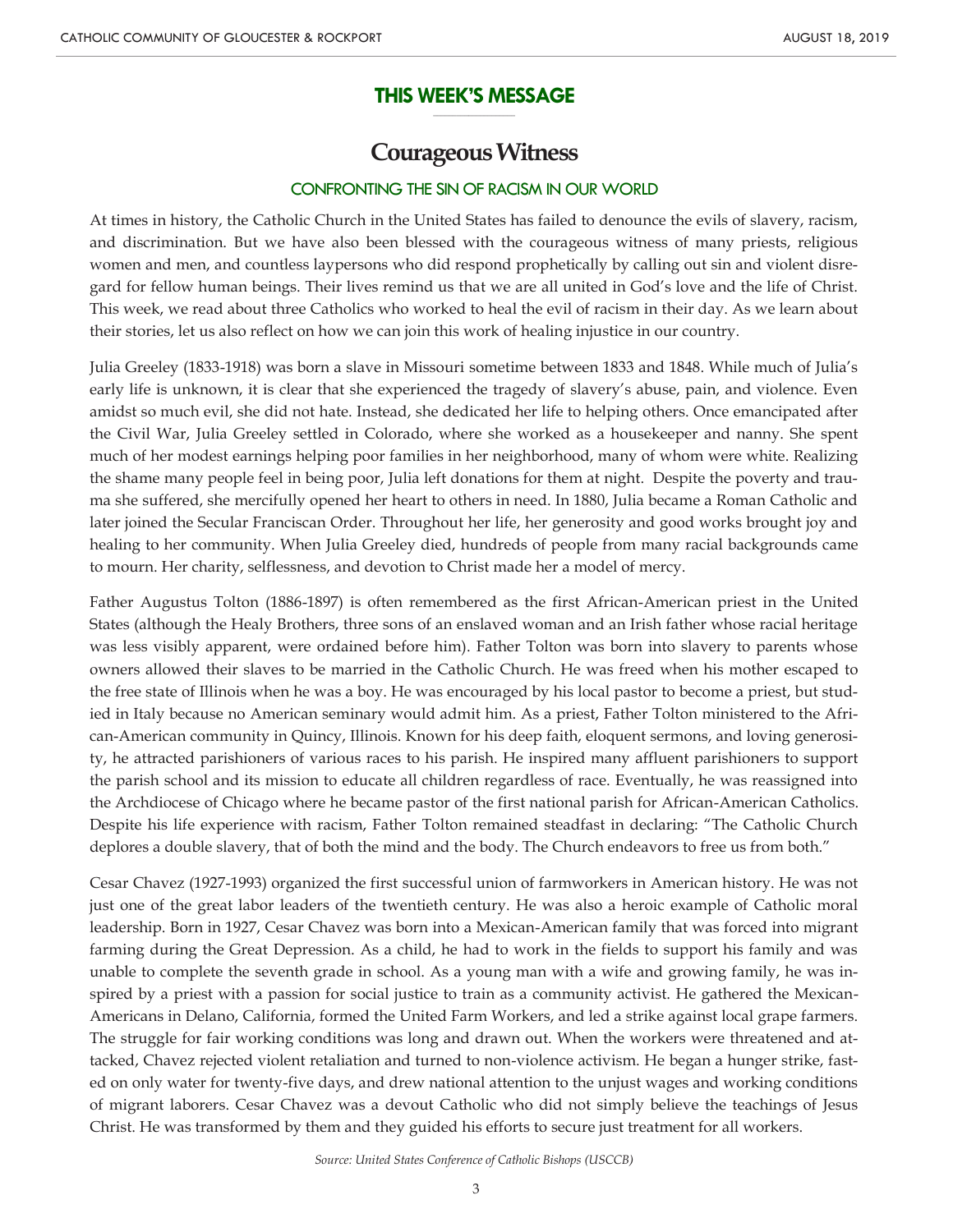## THIS WEEK'S MESSAGE

# Courageous Witness

### CONFRONTING THE SIN OF RACISM IN OUR WORLD

At times in history, the Catholic Church in the United States has failed to denounce the evils of slavery, racism, and discrimination. But we have also been blessed with the courageous witness of many priests, religious women and men, and countless laypersons who did respond prophetically by calling out sin and violent disregard for fellow human beings. Their lives remind us that we are all united in God's love and the life of Christ. This week, we read about three Catholics who worked to heal the evil of racism in their day. As we learn about their stories, let us also reflect on how we can join this work of healing injustice in our country.

Julia Greeley (1833-1918) was born a slave in Missouri sometime between 1833 and 1848. While much of Julia's early life is unknown, it is clear that she experienced the tragedy of slavery's abuse, pain, and violence. Even amidst so much evil, she did not hate. Instead, she dedicated her life to helping others. Once emancipated after the Civil War, Julia Greeley settled in Colorado, where she worked as a housekeeper and nanny. She spent much of her modest earnings helping poor families in her neighborhood, many of whom were white. Realizing the shame many people feel in being poor, Julia left donations for them at night. Despite the poverty and trauma she suffered, she mercifully opened her heart to others in need. In 1880, Julia became a Roman Catholic and later joined the Secular Franciscan Order. Throughout her life, her generosity and good works brought joy and healing to her community. When Julia Greeley died, hundreds of people from many racial backgrounds came to mourn. Her charity, selflessness, and devotion to Christ made her a model of mercy.

Father Augustus Tolton (1886-1897) is often remembered as the first African-American priest in the United States (although the Healy Brothers, three sons of an enslaved woman and an Irish father whose racial heritage was less visibly apparent, were ordained before him). Father Tolton was born into slavery to parents whose owners allowed their slaves to be married in the Catholic Church. He was freed when his mother escaped to the free state of Illinois when he was a boy. He was encouraged by his local pastor to become a priest, but studied in Italy because no American seminary would admit him. As a priest, Father Tolton ministered to the African-American community in Quincy, Illinois. Known for his deep faith, eloquent sermons, and loving generosity, he attracted parishioners of various races to his parish. He inspired many affluent parishioners to support the parish school and its mission to educate all children regardless of race. Eventually, he was reassigned into the Archdiocese of Chicago where he became pastor of the first national parish for African-American Catholics. Despite his life experience with racism, Father Tolton remained steadfast in declaring: "The Catholic Church deplores a double slavery, that of both the mind and the body. The Church endeavors to free us from both."

Cesar Chavez (1927-1993) organized the first successful union of farmworkers in American history. He was not just one of the great labor leaders of the twentieth century. He was also a heroic example of Catholic moral leadership. Born in 1927, Cesar Chavez was born into a Mexican-American family that was forced into migrant farming during the Great Depression. As a child, he had to work in the fields to support his family and was unable to complete the seventh grade in school. As a young man with a wife and growing family, he was inspired by a priest with a passion for social justice to train as a community activist. He gathered the Mexican-Americans in Delano, California, formed the United Farm Workers, and led a strike against local grape farmers. The struggle for fair working conditions was long and drawn out. When the workers were threatened and attacked, Chavez rejected violent retaliation and turned to non-violence activism. He began a hunger strike, fasted on only water for twenty-five days, and drew national attention to the unjust wages and working conditions of migrant laborers. Cesar Chavez was a devout Catholic who did not simply believe the teachings of Jesus Christ. He was transformed by them and they guided his efforts to secure just treatment for all workers.

*Source: United States Conference of Catholic Bishops (USCCB)*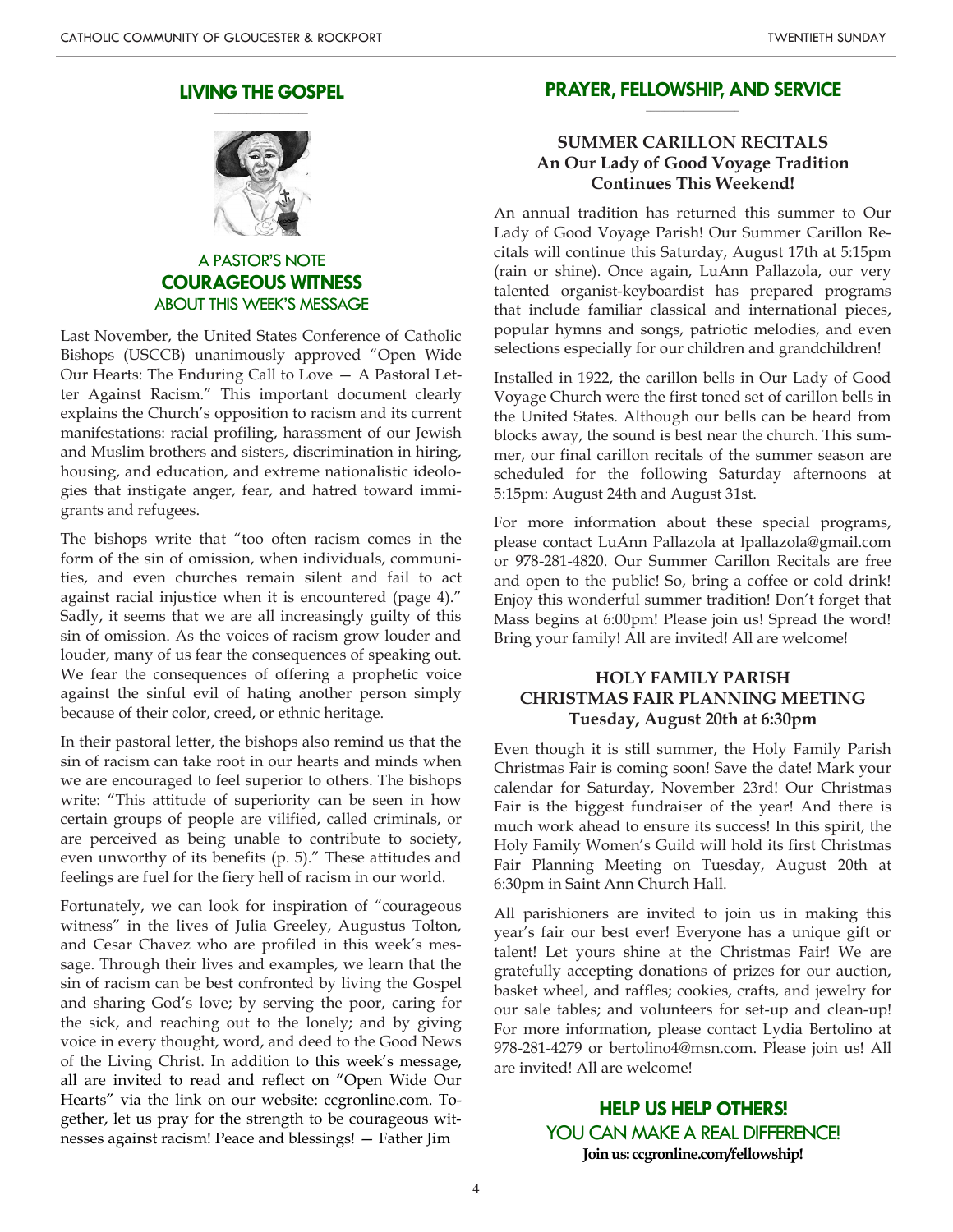## LIVING THE GOSPEL

### A PASTOR'S NOTE
### COURAGEOUS WITNESS
### ABOUT THIS WEEK'S MESSAGE

Last November, the United States Conference of Catholic Bishops (USCCB) unanimously approved "Open Wide Our Hearts: The Enduring Call to Love — A Pastoral Letter Against Racism." This important document clearly explains the Church's opposition to racism and its current manifestations: racial profiling, harassment of our Jewish and Muslim brothers and sisters, discrimination in hiring, housing, and education, and extreme nationalistic ideologies that instigate anger, fear, and hatred toward immigrants and refugees.

The bishops write that "too often racism comes in the form of the sin of omission, when individuals, communities, and even churches remain silent and fail to act against racial injustice when it is encountered (page 4)." Sadly, it seems that we are all increasingly guilty of this sin of omission. As the voices of racism grow louder and louder, many of us fear the consequences of speaking out. We fear the consequences of offering a prophetic voice against the sinful evil of hating another person simply because of their color, creed, or ethnic heritage.

In their pastoral letter, the bishops also remind us that the sin of racism can take root in our hearts and minds when we are encouraged to feel superior to others. The bishops write: "This attitude of superiority can be seen in how certain groups of people are vilified, called criminals, or are perceived as being unable to contribute to society, even unworthy of its benefits (p. 5)." These attitudes and feelings are fuel for the fiery hell of racism in our world.

Fortunately, we can look for inspiration of "courageous witness" in the lives of Julia Greeley, Augustus Tolton, and Cesar Chavez who are profiled in this week's message. Through their lives and examples, we learn that the sin of racism can be best confronted by living the Gospel and sharing God's love; by serving the poor, caring for the sick, and reaching out to the lonely; and by giving voice in every thought, word, and deed to the Good News of the Living Christ. In addition to this week's message, all are invited to read and reflect on "Open Wide Our Hearts" via the link on our website: ccgronline.com. Together, let us pray for the strength to be courageous witnesses against racism! Peace and blessings! — Father Jim

## PRAYER, FELLOWSHIP, AND SERVICE

### SUMMER CARILLON RECITALS
### An Our Lady of Good Voyage Tradition Continues This Weekend!

An annual tradition has returned this summer to Our Lady of Good Voyage Parish! Our Summer Carillon Recitals will continue this Saturday, August 17th at 5:15pm (rain or shine). Once again, LuAnn Pallazola, our very talented organist-keyboardist has prepared programs that include familiar classical and international pieces, popular hymns and songs, patriotic melodies, and even selections especially for our children and grandchildren!

Installed in 1922, the carillon bells in Our Lady of Good Voyage Church were the first toned set of carillon bells in the United States. Although our bells can be heard from blocks away, the sound is best near the church. This summer, our final carillon recitals of the summer season are scheduled for the following Saturday afternoons at 5:15pm: August 24th and August 31st.

For more information about these special programs, please contact LuAnn Pallazola at lpallazola@gmail.com or 978-281-4820. Our Summer Carillon Recitals are free and open to the public! So, bring a coffee or cold drink! Enjoy this wonderful summer tradition! Don't forget that Mass begins at 6:00pm! Please join us! Spread the word! Bring your family! All are invited! All are welcome!

### HOLY FAMILY PARISH CHRISTMAS FAIR PLANNING MEETING
### Tuesday, August 20th at 6:30pm

Even though it is still summer, the Holy Family Parish Christmas Fair is coming soon! Save the date! Mark your calendar for Saturday, November 23rd! Our Christmas Fair is the biggest fundraiser of the year! And there is much work ahead to ensure its success! In this spirit, the Holy Family Women's Guild will hold its first Christmas Fair Planning Meeting on Tuesday, August 20th at 6:30pm in Saint Ann Church Hall.

All parishioners are invited to join us in making this year's fair our best ever! Everyone has a unique gift or talent! Let yours shine at the Christmas Fair! We are gratefully accepting donations of prizes for our auction, basket wheel, and raffles; cookies, crafts, and jewelry for our sale tables; and volunteers for set-up and clean-up! For more information, please contact Lydia Bertolino at 978-281-4279 or bertolino4@msn.com. Please join us! All are invited! All are welcome!

### HELP US HELP OTHERS!
### YOU CAN MAKE A REAL DIFFERENCE!

**Join us: ccgronline.com/fellowship!**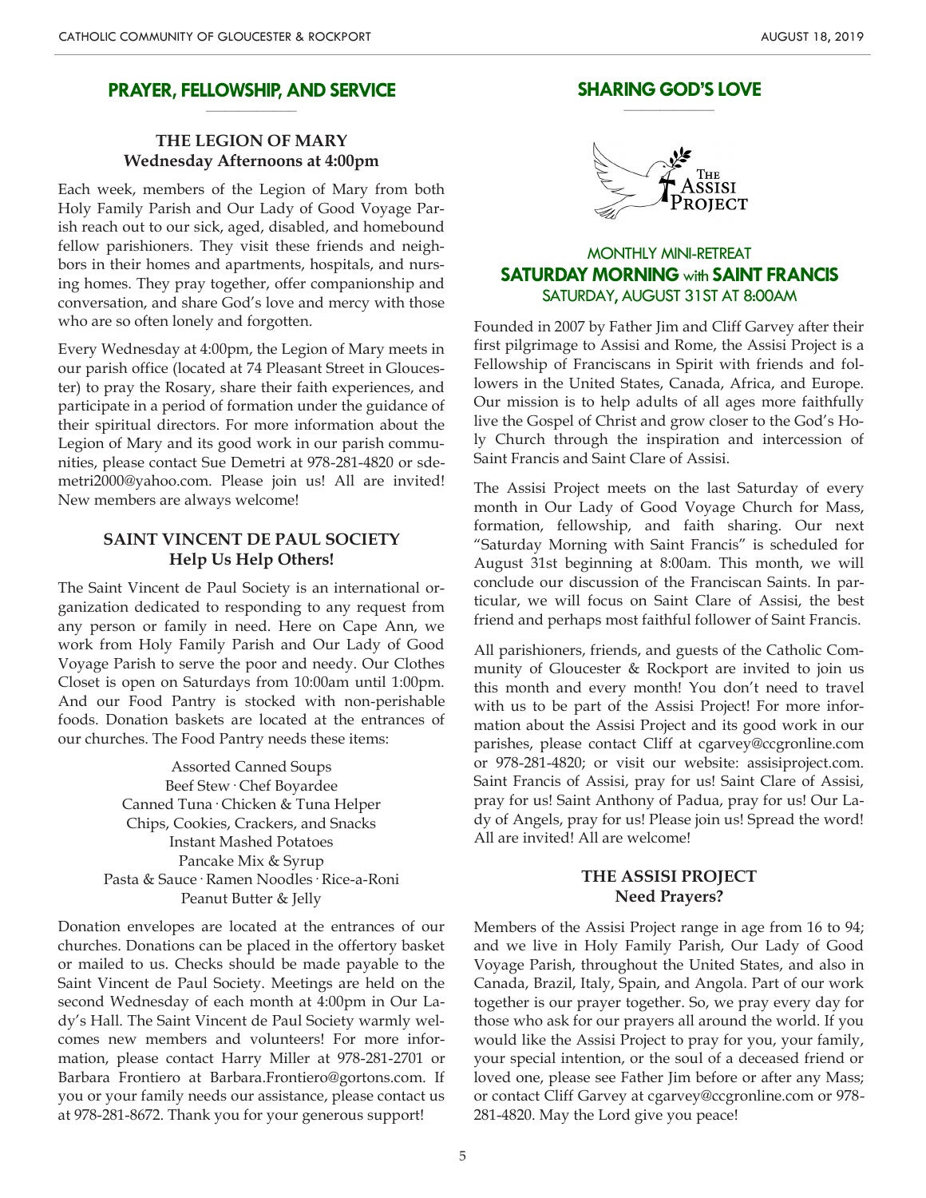## PRAYER, FELLOWSHIP, AND SERVICE

### THE LEGION OF MARY
**Wednesday Afternoons at 4:00pm**

Each week, members of the Legion of Mary from both Holy Family Parish and Our Lady of Good Voyage Parish reach out to our sick, aged, disabled, and homebound fellow parishioners. They visit these friends and neighbors in their homes and apartments, hospitals, and nursing homes. They pray together, offer companionship and conversation, and share God's love and mercy with those who are so often lonely and forgotten.

Every Wednesday at 4:00pm, the Legion of Mary meets in our parish office (located at 74 Pleasant Street in Gloucester) to pray the Rosary, share their faith experiences, and participate in a period of formation under the guidance of their spiritual directors. For more information about the Legion of Mary and its good work in our parish communities, please contact Sue Demetri at 978-281-4820 or sdemetri2000@yahoo.com. Please join us! All are invited! New members are always welcome!

### SAINT VINCENT DE PAUL SOCIETY
**Help Us Help Others!**

The Saint Vincent de Paul Society is an international organization dedicated to responding to any request from any person or family in need. Here on Cape Ann, we work from Holy Family Parish and Our Lady of Good Voyage Parish to serve the poor and needy. Our Clothes Closet is open on Saturdays from 10:00am until 1:00pm. And our Food Pantry is stocked with non-perishable foods. Donation baskets are located at the entrances of our churches. The Food Pantry needs these items:

Assorted Canned Soups
Beef Stew · Chef Boyardee
Canned Tuna · Chicken & Tuna Helper
Chips, Cookies, Crackers, and Snacks
Instant Mashed Potatoes
Pancake Mix & Syrup
Pasta & Sauce · Ramen Noodles · Rice-a-Roni
Peanut Butter & Jelly

Donation envelopes are located at the entrances of our churches. Donations can be placed in the offertory basket or mailed to us. Checks should be made payable to the Saint Vincent de Paul Society. Meetings are held on the second Wednesday of each month at 4:00pm in Our Lady's Hall. The Saint Vincent de Paul Society warmly welcomes new members and volunteers! For more information, please contact Harry Miller at 978-281-2701 or Barbara Frontiero at Barbara.Frontiero@gortons.com. If you or your family needs our assistance, please contact us at 978-281-8672. Thank you for your generous support!

## SHARING GOD'S LOVE

The Assisi Project

### MONTHLY MINI-RETREAT
### SATURDAY MORNING with SAINT FRANCIS
**SATURDAY, AUGUST 31ST AT 8:00AM**

Founded in 2007 by Father Jim and Cliff Garvey after their first pilgrimage to Assisi and Rome, the Assisi Project is a Fellowship of Franciscans in Spirit with friends and followers in the United States, Canada, Africa, and Europe. Our mission is to help adults of all ages more faithfully live the Gospel of Christ and grow closer to the God's Holy Church through the inspiration and intercession of Saint Francis and Saint Clare of Assisi.

The Assisi Project meets on the last Saturday of every month in Our Lady of Good Voyage Church for Mass, formation, fellowship, and faith sharing. Our next "Saturday Morning with Saint Francis" is scheduled for August 31st beginning at 8:00am. This month, we will conclude our discussion of the Franciscan Saints. In particular, we will focus on Saint Clare of Assisi, the best friend and perhaps most faithful follower of Saint Francis.

All parishioners, friends, and guests of the Catholic Community of Gloucester & Rockport are invited to join us this month and every month! You don't need to travel with us to be part of the Assisi Project! For more information about the Assisi Project and its good work in our parishes, please contact Cliff at cgarvey@ccgronline.com or 978-281-4820; or visit our website: assisiproject.com. Saint Francis of Assisi, pray for us! Saint Clare of Assisi, pray for us! Saint Anthony of Padua, pray for us! Our Lady of Angels, pray for us! Please join us! Spread the word! All are invited! All are welcome!

### THE ASSISI PROJECT
**Need Prayers?**

Members of the Assisi Project range in age from 16 to 94; and we live in Holy Family Parish, Our Lady of Good Voyage Parish, throughout the United States, and also in Canada, Brazil, Italy, Spain, and Angola. Part of our work together is our prayer together. So, we pray every day for those who ask for our prayers all around the world. If you would like the Assisi Project to pray for you, your family, your special intention, or the soul of a deceased friend or loved one, please see Father Jim before or after any Mass; or contact Cliff Garvey at cgarvey@ccgronline.com or 978-281-4820. May the Lord give you peace!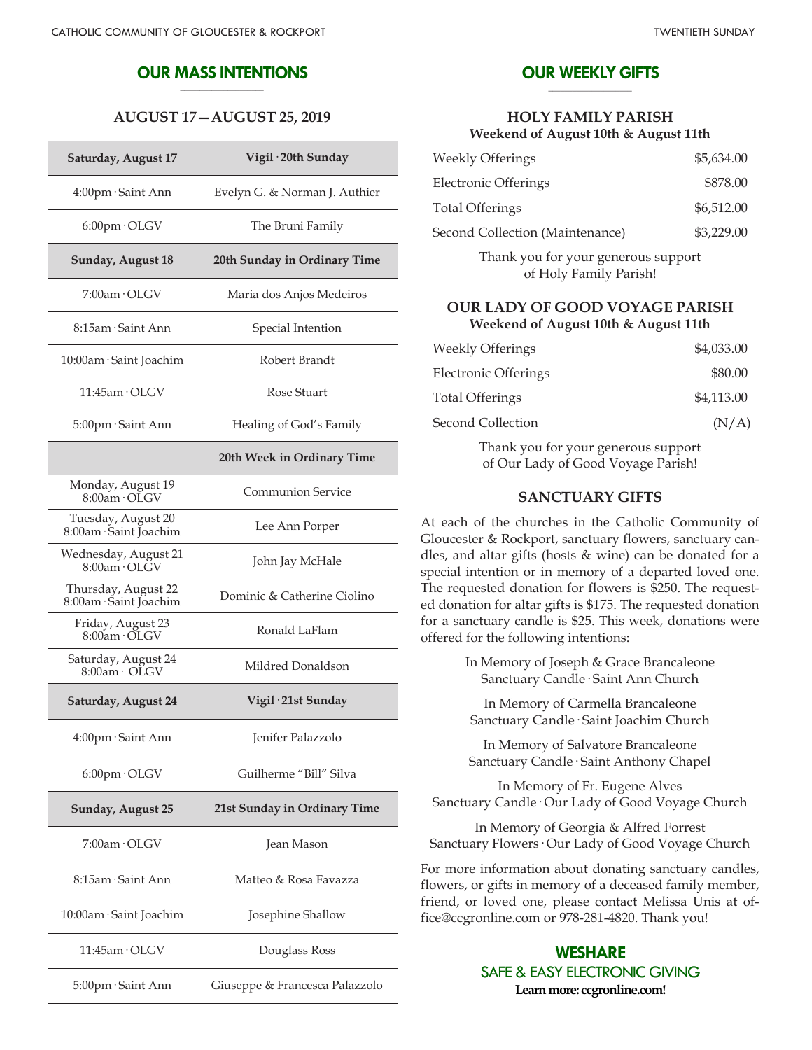## OUR MASS INTENTIONS

### AUGUST 17—AUGUST 25, 2019

| Saturday, August 17 | Vigil · 20th Sunday |
|---|---|
| 4:00pm · Saint Ann | Evelyn G. & Norman J. Authier |
| 6:00pm · OLGV | The Bruni Family |
| **Sunday, August 18** | **20th Sunday in Ordinary Time** |
| 7:00am · OLGV | Maria dos Anjos Medeiros |
| 8:15am · Saint Ann | Special Intention |
| 10:00am · Saint Joachim | Robert Brandt |
| 11:45am · OLGV | Rose Stuart |
| 5:00pm · Saint Ann | Healing of God's Family |
| | **20th Week in Ordinary Time** |
| Monday, August 19 8:00am · OLGV | Communion Service |
| Tuesday, August 20 8:00am · Saint Joachim | Lee Ann Porper |
| Wednesday, August 21 8:00am · OLGV | John Jay McHale |
| Thursday, August 22 8:00am · Saint Joachim | Dominic & Catherine Ciolino |
| Friday, August 23 8:00am · OLGV | Ronald LaFlam |
| Saturday, August 24 8:00am · OLGV | Mildred Donaldson |
| **Saturday, August 24** | **Vigil · 21st Sunday** |
| 4:00pm · Saint Ann | Jenifer Palazzolo |
| 6:00pm · OLGV | Guilherme "Bill" Silva |
| **Sunday, August 25** | **21st Sunday in Ordinary Time** |
| 7:00am · OLGV | Jean Mason |
| 8:15am · Saint Ann | Matteo & Rosa Favazza |
| 10:00am · Saint Joachim | Josephine Shallow |
| 11:45am · OLGV | Douglass Ross |
| 5:00pm · Saint Ann | Giuseppe & Francesca Palazzolo |

## OUR WEEKLY GIFTS

### HOLY FAMILY PARISH
**Weekend of August 10th & August 11th**

| | |
|---|---|
| Weekly Offerings | $5,634.00 |
| Electronic Offerings | $878.00 |
| Total Offerings | $6,512.00 |
| Second Collection (Maintenance) | $3,229.00 |

Thank you for your generous support of Holy Family Parish!

### OUR LADY OF GOOD VOYAGE PARISH
**Weekend of August 10th & August 11th**

| | |
|---|---|
| Weekly Offerings | $4,033.00 |
| Electronic Offerings | $80.00 |
| Total Offerings | $4,113.00 |
| Second Collection | (N/A) |

Thank you for your generous support of Our Lady of Good Voyage Parish!

### SANCTUARY GIFTS

At each of the churches in the Catholic Community of Gloucester & Rockport, sanctuary flowers, sanctuary candles, and altar gifts (hosts & wine) can be donated for a special intention or in memory of a departed loved one. The requested donation for flowers is $250. The requested donation for altar gifts is $175. The requested donation for a sanctuary candle is $25. This week, donations were offered for the following intentions:

In Memory of Joseph & Grace Brancaleone
Sanctuary Candle · Saint Ann Church

In Memory of Carmella Brancaleone
Sanctuary Candle · Saint Joachim Church

In Memory of Salvatore Brancaleone
Sanctuary Candle · Saint Anthony Chapel

In Memory of Fr. Eugene Alves
Sanctuary Candle · Our Lady of Good Voyage Church

In Memory of Georgia & Alfred Forrest
Sanctuary Flowers · Our Lady of Good Voyage Church

For more information about donating sanctuary candles, flowers, or gifts in memory of a deceased family member, friend, or loved one, please contact Melissa Unis at office@ccgronline.com or 978-281-4820. Thank you!

## WESHARE

SAFE & EASY ELECTRONIC GIVING

**Learn more: ccgronline.com!**